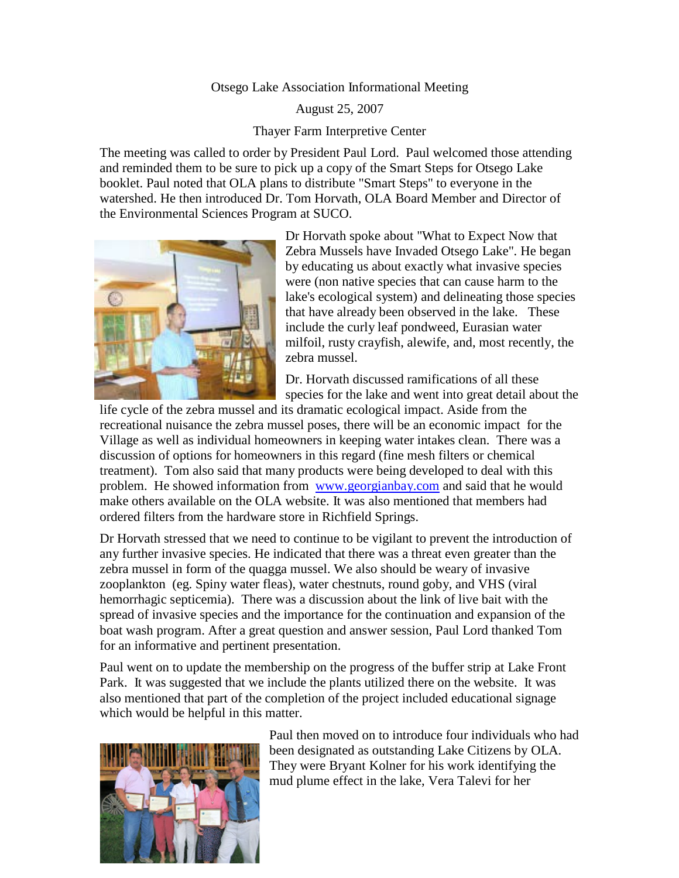Otsego Lake Association Informational Meeting

August 25, 2007

Thayer Farm Interpretive Center

The meeting was called to order by President Paul Lord. Paul welcomed those attending and reminded them to be sure to pick up a copy of the Smart Steps for Otsego Lake booklet. Paul noted that OLA plans to distribute "Smart Steps" to everyone in the watershed. He then introduced Dr. Tom Horvath, OLA Board Member and Director of the Environmental Sciences Program at SUCO.

Dr Horvath spoke about "What to Expect Now that Zebra Mussels have Invaded Otsego Lake". He began by educating us about exactly what invasive species were (non native species that can cause harm to the lake's ecological system) and delineating those species that have already been observed in the lake. These include the curly leaf pondweed, Eurasian water milfoil, rusty crayfish, alewife, and, most recently, the zebra mussel.

Dr. Horvath discussed ramifications of all these species for the lake and went into great detail about the life cycle of the zebra mussel and its dramatic ecological impact. Aside from the recreational nuisance the zebra mussel poses, there will be an economic impact for the Village as well as individual homeowners in keeping water intakes clean. There was a discussion of options for homeowners in this regard (fine mesh filters or chemical treatment). Tom also said that many products were being developed to deal with this problem. He showed information from www.georgianbay.com and said that he would make others available on the OLA website. It was also mentioned that members had ordered filters from the hardware store in Richfield Springs.

Dr Horvath stressed that we need to continue to be vigilant to prevent the introduction of any further invasive species. He indicated that there was a threat even greater than the zebra mussel in form of the quagga mussel. We also should be weary of invasive zooplankton (eg. Spiny water fleas), water chestnuts, round goby, and VHS (viral hemorrhagic septicemia). There was a discussion about the link of live bait with the spread of invasive species and the importance for the continuation and expansion of the boat wash program. After a great question and answer session, Paul Lord thanked Tom for an informative and pertinent presentation.

Paul went on to update the membership on the progress of the buffer strip at Lake Front Park. It was suggested that we include the plants utilized there on the website. It was also mentioned that part of the completion of the project included educational signage which would be helpful in this matter.

Paul then moved on to introduce four individuals who had been designated as outstanding Lake Citizens by OLA. They were Bryant Kolner for his work identifying the mud plume effect in the lake, Vera Talevi for her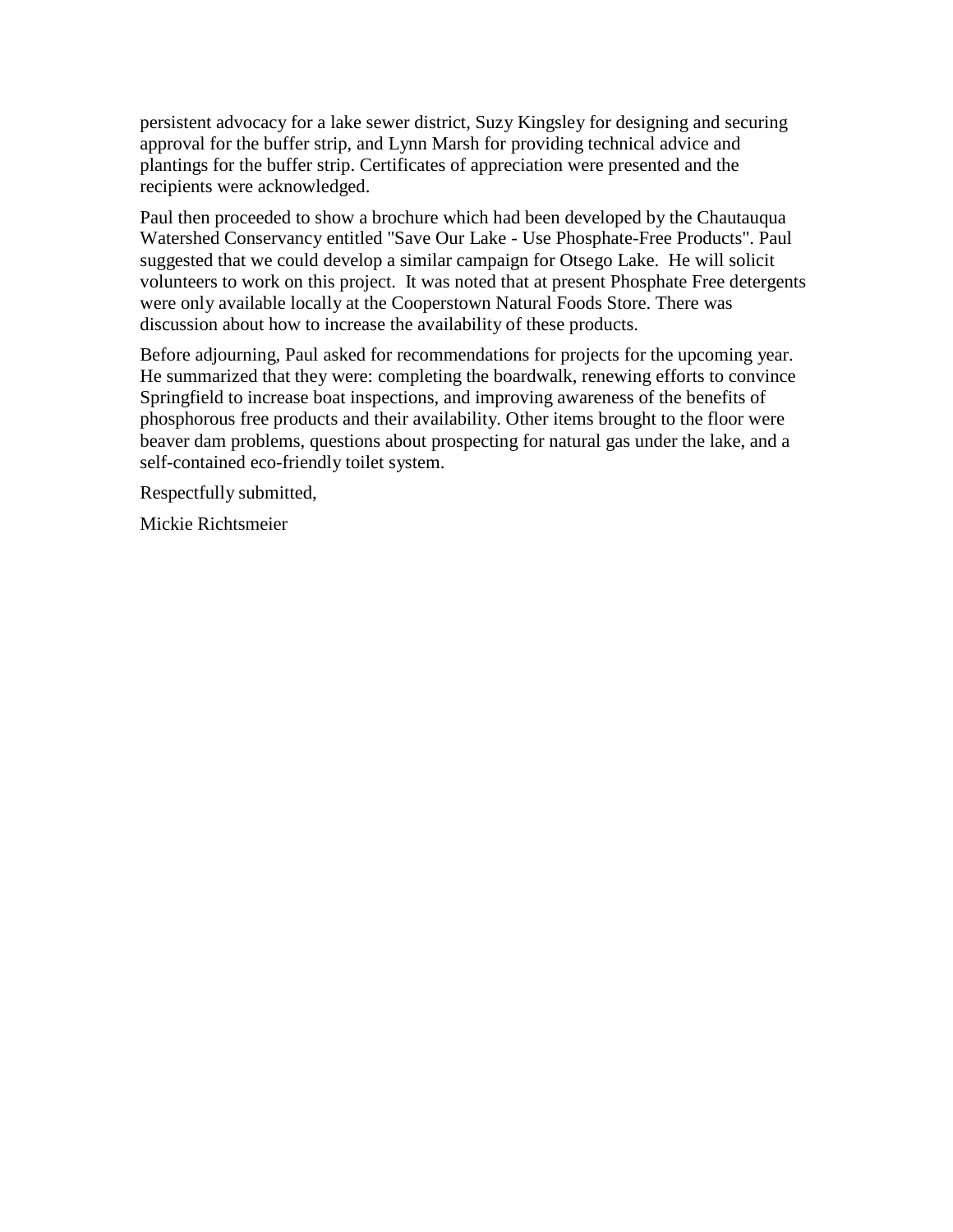persistent advocacy for a lake sewer district, Suzy Kingsley for designing and securing approval for the buffer strip, and Lynn Marsh for providing technical advice and plantings for the buffer strip. Certificates of appreciation were presented and the recipients were acknowledged.

Paul then proceeded to show a brochure which had been developed by the Chautauqua Watershed Conservancy entitled "Save Our Lake - Use Phosphate-Free Products". Paul suggested that we could develop a similar campaign for Otsego Lake. He will solicit volunteers to work on this project. It was noted that at present Phosphate Free detergents were only available locally at the Cooperstown Natural Foods Store. There was discussion about how to increase the availability of these products.

Before adjourning, Paul asked for recommendations for projects for the upcoming year. He summarized that they were: completing the boardwalk, renewing efforts to convince Springfield to increase boat inspections, and improving awareness of the benefits of phosphorous free products and their availability. Other items brought to the floor were beaver dam problems, questions about prospecting for natural gas under the lake, and a self-contained eco-friendly toilet system.

Respectfully submitted,

Mickie Richtsmeier